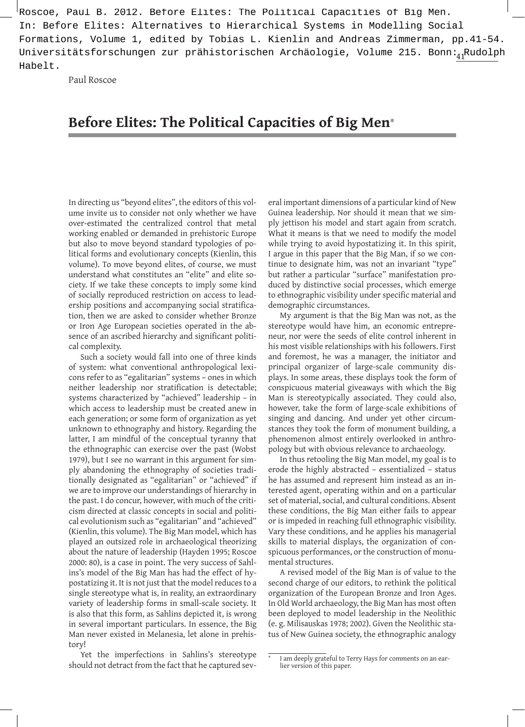Roscoe, Paul B. 2012. Before Elites: The Political Capacities of Big Men. In: Before Elites: Alternatives to Hierarchical Systems in Modelling Social Formations, Volume 1, edited by Tobias L. Kienlin and Andreas Zimmerman, pp.41-54. Universitätsforschungen zur prähistorischen Archäologie, Volume 215. Bonn: Rudolph Habelt.

Paul Roscoe

# Before Elites: The Political Capacities of Big Men*

In directing us "beyond elites", the editors of this volume invite us to consider not only whether we have over-estimated the centralized control that metal working enabled or demanded in prehistoric Europe but also to move beyond standard typologies of political forms and evolutionary concepts (Kienlin, this volume). To move beyond elites, of course, we must understand what constitutes an "elite" and elite society. If we take these concepts to imply some kind of socially reproduced restriction on access to leadership positions and accompanying social stratification, then we are asked to consider whether Bronze or Iron Age European societies operated in the absence of an ascribed hierarchy and significant political complexity.

Such a society would fall into one of three kinds of system: what conventional anthropological lexicons refer to as "egalitarian" systems – ones in which neither leadership nor stratification is detectable; systems characterized by "achieved" leadership – in which access to leadership must be created anew in each generation; or some form of organization as yet unknown to ethnography and history. Regarding the latter, I am mindful of the conceptual tyranny that the ethnographic can exercise over the past (Wobst 1979), but I see no warrant in this argument for simply abandoning the ethnography of societies traditionally designated as "egalitarian" or "achieved" if we are to improve our understandings of hierarchy in the past. I do concur, however, with much of the criticism directed at classic concepts in social and political evolutionism such as "egalitarian" and "achieved" (Kienlin, this volume). The Big Man model, which has played an outsized role in archaeological theorizing about the nature of leadership (Hayden 1995; Roscoe 2000: 80), is a case in point. The very success of Sahlins's model of the Big Man has had the effect of hypostatizing it. It is not just that the model reduces to a single stereotype what is, in reality, an extraordinary variety of leadership forms in small-scale society. It is also that this form, as Sahlins depicted it, is wrong in several important particulars. In essence, the Big Man never existed in Melanesia, let alone in prehistory!

Yet the imperfections in Sahlins's stereotype should not detract from the fact that he captured several important dimensions of a particular kind of New Guinea leadership. Nor should it mean that we simply jettison his model and start again from scratch. What it means is that we need to modify the model while trying to avoid hypostatizing it. In this spirit, I argue in this paper that the Big Man, if so we continue to designate him, was not an invariant "type" but rather a particular "surface" manifestation produced by distinctive social processes, which emerge to ethnographic visibility under specific material and demographic circumstances.

My argument is that the Big Man was not, as the stereotype would have him, an economic entrepreneur, nor were the seeds of elite control inherent in his most visible relationships with his followers. First and foremost, he was a manager, the initiator and principal organizer of large-scale community displays. In some areas, these displays took the form of conspicuous material giveaways with which the Big Man is stereotypically associated. They could also, however, take the form of large-scale exhibitions of singing and dancing. And under yet other circumstances they took the form of monument building, a phenomenon almost entirely overlooked in anthropology but with obvious relevance to archaeology.

In thus retooling the Big Man model, my goal is to erode the highly abstracted – essentialized – status he has assumed and represent him instead as an interested agent, operating within and on a particular set of material, social, and cultural conditions. Absent these conditions, the Big Man either fails to appear or is impeded in reaching full ethnographic visibility. Vary these conditions, and he applies his managerial skills to material displays, the organization of conspicuous performances, or the construction of monumental structures.

A revised model of the Big Man is of value to the second charge of our editors, to rethink the political organization of the European Bronze and Iron Ages. In Old World archaeology, the Big Man has most often been deployed to model leadership in the Neolithic (e. g. Milisauskas 1978; 2002). Given the Neolithic status of New Guinea society, the ethnographic analogy

\* I am deeply grateful to Terry Hays for comments on an earlier version of this paper.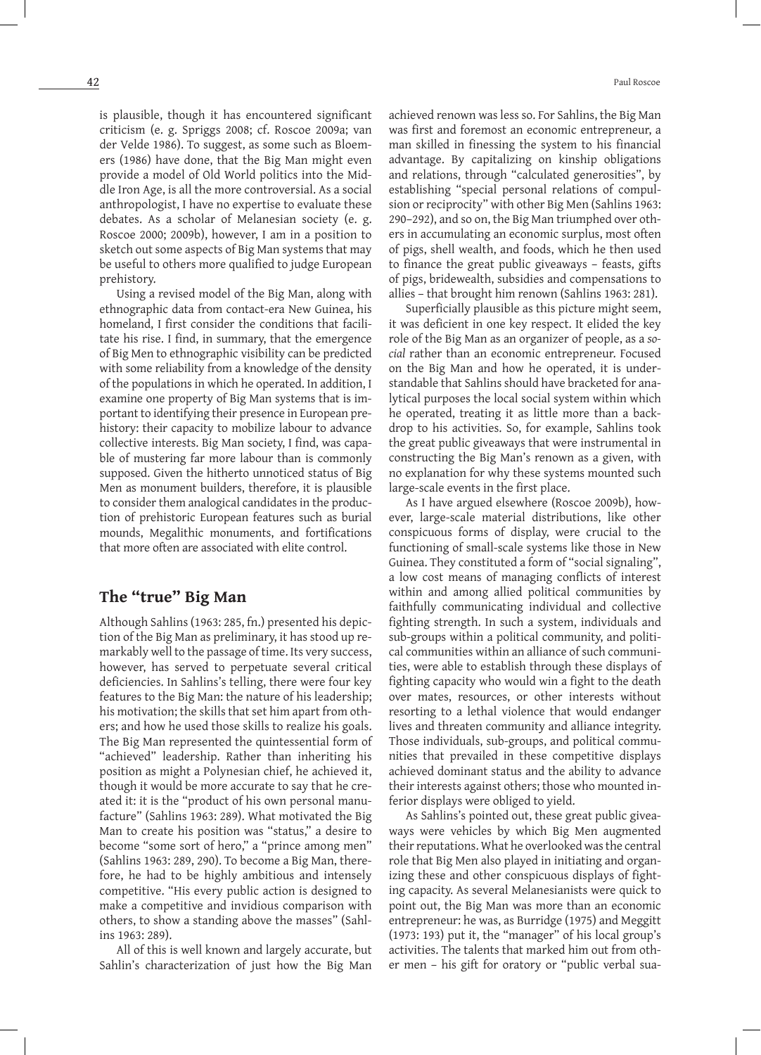is plausible, though it has encountered significant criticism (e. g. Spriggs 2008; cf. Roscoe 2009a; van der Velde 1986). To suggest, as some such as Bloemers (1986) have done, that the Big Man might even provide a model of Old World politics into the Middle Iron Age, is all the more controversial. As a social anthropologist, I have no expertise to evaluate these debates. As a scholar of Melanesian society (e. g. Roscoe 2000; 2009b), however, I am in a position to sketch out some aspects of Big Man systems that may be useful to others more qualified to judge European prehistory.

Using a revised model of the Big Man, along with ethnographic data from contact-era New Guinea, his homeland, I first consider the conditions that facilitate his rise. I find, in summary, that the emergence of Big Men to ethnographic visibility can be predicted with some reliability from a knowledge of the density of the populations in which he operated. In addition, I examine one property of Big Man systems that is important to identifying their presence in European prehistory: their capacity to mobilize labour to advance collective interests. Big Man society, I find, was capable of mustering far more labour than is commonly supposed. Given the hitherto unnoticed status of Big Men as monument builders, therefore, it is plausible to consider them analogical candidates in the production of prehistoric European features such as burial mounds, Megalithic monuments, and fortifications that more often are associated with elite control.

## The "true" Big Man

Although Sahlins (1963: 285, fn.) presented his depiction of the Big Man as preliminary, it has stood up remarkably well to the passage of time. Its very success, however, has served to perpetuate several critical deficiencies. In Sahlins's telling, there were four key features to the Big Man: the nature of his leadership; his motivation; the skills that set him apart from others; and how he used those skills to realize his goals. The Big Man represented the quintessential form of "achieved" leadership. Rather than inheriting his position as might a Polynesian chief, he achieved it, though it would be more accurate to say that he created it: it is the "product of his own personal manufacture" (Sahlins 1963: 289). What motivated the Big Man to create his position was "status," a desire to become "some sort of hero," a "prince among men" (Sahlins 1963: 289, 290). To become a Big Man, therefore, he had to be highly ambitious and intensely competitive. "His every public action is designed to make a competitive and invidious comparison with others, to show a standing above the masses" (Sahlins 1963: 289).

All of this is well known and largely accurate, but Sahlin's characterization of just how the Big Man achieved renown was less so. For Sahlins, the Big Man was first and foremost an economic entrepreneur, a man skilled in finessing the system to his financial advantage. By capitalizing on kinship obligations and relations, through "calculated generosities", by establishing "special personal relations of compulsion or reciprocity" with other Big Men (Sahlins 1963: 290–292), and so on, the Big Man triumphed over others in accumulating an economic surplus, most often of pigs, shell wealth, and foods, which he then used to finance the great public giveaways – feasts, gifts of pigs, bridewealth, subsidies and compensations to allies – that brought him renown (Sahlins 1963: 281).

Superficially plausible as this picture might seem, it was deficient in one key respect. It elided the key role of the Big Man as an organizer of people, as a *social* rather than an economic entrepreneur. Focused on the Big Man and how he operated, it is understandable that Sahlins should have bracketed for analytical purposes the local social system within which he operated, treating it as little more than a backdrop to his activities. So, for example, Sahlins took the great public giveaways that were instrumental in constructing the Big Man's renown as a given, with no explanation for why these systems mounted such large-scale events in the first place.

As I have argued elsewhere (Roscoe 2009b), however, large-scale material distributions, like other conspicuous forms of display, were crucial to the functioning of small-scale systems like those in New Guinea. They constituted a form of "social signaling", a low cost means of managing conflicts of interest within and among allied political communities by faithfully communicating individual and collective fighting strength. In such a system, individuals and sub-groups within a political community, and political communities within an alliance of such communities, were able to establish through these displays of fighting capacity who would win a fight to the death over mates, resources, or other interests without resorting to a lethal violence that would endanger lives and threaten community and alliance integrity. Those individuals, sub-groups, and political communities that prevailed in these competitive displays achieved dominant status and the ability to advance their interests against others; those who mounted inferior displays were obliged to yield.

As Sahlins's pointed out, these great public giveaways were vehicles by which Big Men augmented their reputations. What he overlooked was the central role that Big Men also played in initiating and organizing these and other conspicuous displays of fighting capacity. As several Melanesianists were quick to point out, the Big Man was more than an economic entrepreneur: he was, as Burridge (1975) and Meggitt (1973: 193) put it, the "manager" of his local group's activities. The talents that marked him out from other men – his gift for oratory or "public verbal sua-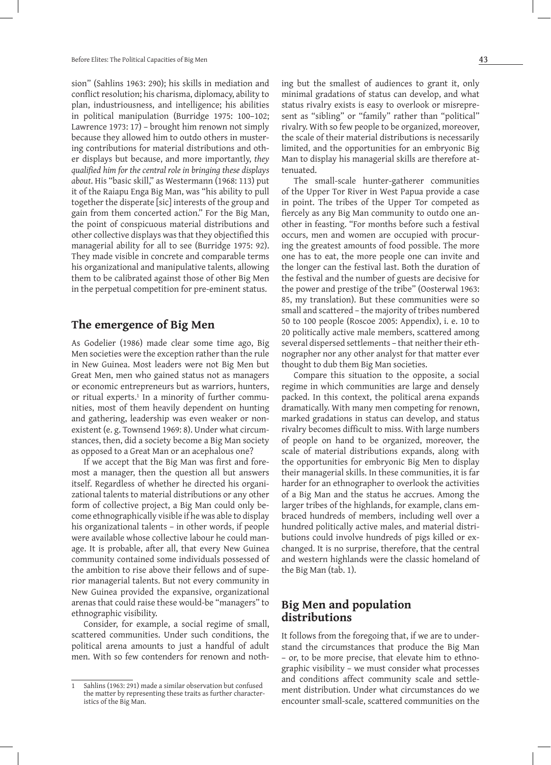sion" (Sahlins 1963: 290); his skills in mediation and conflict resolution; his charisma, diplomacy, ability to plan, industriousness, and intelligence; his abilities in political manipulation (Burridge 1975: 100–102; Lawrence 1973: 17) – brought him renown not simply because they allowed him to outdo others in mustering contributions for material distributions and other displays but because, and more importantly, *they qualified him for the central role in bringing these displays about*. His "basic skill," as Westermann (1968: 113) put it of the Raiapu Enga Big Man, was "his ability to pull together the disperate [sic] interests of the group and gain from them concerted action." For the Big Man, the point of conspicuous material distributions and other collective displays was that they objectified this managerial ability for all to see (Burridge 1975: 92). They made visible in concrete and comparable terms his organizational and manipulative talents, allowing them to be calibrated against those of other Big Men in the perpetual competition for pre-eminent status.

## The emergence of Big Men

As Godelier (1986) made clear some time ago, Big Men societies were the exception rather than the rule in New Guinea. Most leaders were not Big Men but Great Men, men who gained status not as managers or economic entrepreneurs but as warriors, hunters, or ritual experts.[1] In a minority of further communities, most of them heavily dependent on hunting and gathering, leadership was even weaker or nonexistent (e. g. Townsend 1969: 8). Under what circumstances, then, did a society become a Big Man society as opposed to a Great Man or an acephalous one?

If we accept that the Big Man was first and foremost a manager, then the question all but answers itself. Regardless of whether he directed his organizational talents to material distributions or any other form of collective project, a Big Man could only become ethnographically visible if he was able to display his organizational talents – in other words, if people were available whose collective labour he could manage. It is probable, after all, that every New Guinea community contained some individuals possessed of the ambition to rise above their fellows and of superior managerial talents. But not every community in New Guinea provided the expansive, organizational arenas that could raise these would-be "managers" to ethnographic visibility.

Consider, for example, a social regime of small, scattered communities. Under such conditions, the political arena amounts to just a handful of adult men. With so few contenders for renown and nothing but the smallest of audiences to grant it, only minimal gradations of status can develop, and what status rivalry exists is easy to overlook or misrepresent as "sibling" or "family" rather than "political" rivalry. With so few people to be organized, moreover, the scale of their material distributions is necessarily limited, and the opportunities for an embryonic Big Man to display his managerial skills are therefore attenuated.

The small-scale hunter-gatherer communities of the Upper Tor River in West Papua provide a case in point. The tribes of the Upper Tor competed as fiercely as any Big Man community to outdo one another in feasting. "For months before such a festival occurs, men and women are occupied with procuring the greatest amounts of food possible. The more one has to eat, the more people one can invite and the longer can the festival last. Both the duration of the festival and the number of guests are decisive for the power and prestige of the tribe" (Oosterwal 1963: 85, my translation). But these communities were so small and scattered – the majority of tribes numbered 50 to 100 people (Roscoe 2005: Appendix), i. e. 10 to 20 politically active male members, scattered among several dispersed settlements – that neither their ethnographer nor any other analyst for that matter ever thought to dub them Big Man societies.

Compare this situation to the opposite, a social regime in which communities are large and densely packed. In this context, the political arena expands dramatically. With many men competing for renown, marked gradations in status can develop, and status rivalry becomes difficult to miss. With large numbers of people on hand to be organized, moreover, the scale of material distributions expands, along with the opportunities for embryonic Big Men to display their managerial skills. In these communities, it is far harder for an ethnographer to overlook the activities of a Big Man and the status he accrues. Among the larger tribes of the highlands, for example, clans embraced hundreds of members, including well over a hundred politically active males, and material distributions could involve hundreds of pigs killed or exchanged. It is no surprise, therefore, that the central and western highlands were the classic homeland of the Big Man (tab. 1).

## Big Men and population distributions

It follows from the foregoing that, if we are to understand the circumstances that produce the Big Man – or, to be more precise, that elevate him to ethnographic visibility – we must consider what processes and conditions affect community scale and settlement distribution. Under what circumstances do we encounter small-scale, scattered communities on the

---

[1] Sahlins (1963: 291) made a similar observation but confused the matter by representing these traits as further characteristics of the Big Man.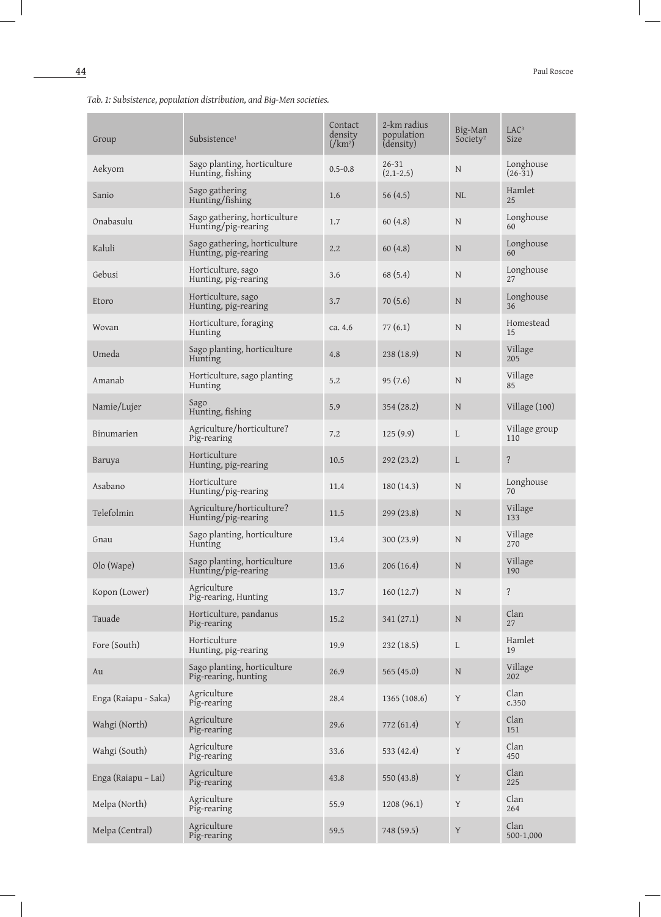*Tab. 1: Subsistence, population distribution, and Big-Men societies.*

| Group | Subsistence[1] | Contact density (/km²) | 2-km radius population (density) | Big-Man Society[2] | LAC[3] Size |
|---|---|---|---|---|---|
| Aekyom | Sago planting, horticulture Hunting, fishing | 0.5–0.8 | 26-31 (2.1-2.5) | N | Longhouse (26-31) |
| Sanio | Sago gathering Hunting/fishing | 1.6 | 56 (4.5) | NL | Hamlet 25 |
| Onabasulu | Sago gathering, horticulture Hunting/pig-rearing | 1.7 | 60 (4.8) | N | Longhouse 60 |
| Kaluli | Sago gathering, horticulture Hunting, pig-rearing | 2.2 | 60 (4.8) | N | Longhouse 60 |
| Gebusi | Horticulture, sago Hunting, pig-rearing | 3.6 | 68 (5.4) | N | Longhouse 27 |
| Etoro | Horticulture, sago Hunting, pig-rearing | 3.7 | 70 (5.6) | N | Longhouse 36 |
| Wovan | Horticulture, foraging Hunting | ca. 4.6 | 77 (6.1) | N | Homestead 15 |
| Umeda | Sago planting, horticulture Hunting | 4.8 | 238 (18.9) | N | Village 205 |
| Amanab | Horticulture, sago planting Hunting | 5.2 | 95 (7.6) | N | Village 85 |
| Namie/Lujer | Sago Hunting, fishing | 5.9 | 354 (28.2) | N | Village (100) |
| Binumarien | Agriculture/horticulture? Pig-rearing | 7.2 | 125 (9.9) | L | Village group 110 |
| Baruya | Horticulture Hunting, pig-rearing | 10.5 | 292 (23.2) | L | ? |
| Asabano | Horticulture Hunting/pig-rearing | 11.4 | 180 (14.3) | N | Longhouse 70 |
| Telefolmin | Agriculture/horticulture? Hunting/pig-rearing | 11.5 | 299 (23.8) | N | Village 133 |
| Gnau | Sago planting, horticulture Hunting | 13.4 | 300 (23.9) | N | Village 270 |
| Olo (Wape) | Sago planting, horticulture Hunting/pig-rearing | 13.6 | 206 (16.4) | N | Village 190 |
| Kopon (Lower) | Agriculture Pig-rearing, Hunting | 13.7 | 160 (12.7) | N | ? |
| Tauade | Horticulture, pandanus Pig-rearing | 15.2 | 341 (27.1) | N | Clan 27 |
| Fore (South) | Horticulture Hunting, pig-rearing | 19.9 | 232 (18.5) | L | Hamlet 19 |
| Au | Sago planting, horticulture Pig-rearing, hunting | 26.9 | 565 (45.0) | N | Village 202 |
| Enga (Raiapu - Saka) | Agriculture Pig-rearing | 28.4 | 1365 (108.6) | Y | Clan c.350 |
| Wahgi (North) | Agriculture Pig-rearing | 29.6 | 772 (61.4) | Y | Clan 151 |
| Wahgi (South) | Agriculture Pig-rearing | 33.6 | 533 (42.4) | Y | Clan 450 |
| Enga (Raiapu – Lai) | Agriculture Pig-rearing | 43.8 | 550 (43.8) | Y | Clan 225 |
| Melpa (North) | Agriculture Pig-rearing | 55.9 | 1208 (96.1) | Y | Clan 264 |
| Melpa (Central) | Agriculture Pig-rearing | 59.5 | 748 (59.5) | Y | Clan 500-1,000 |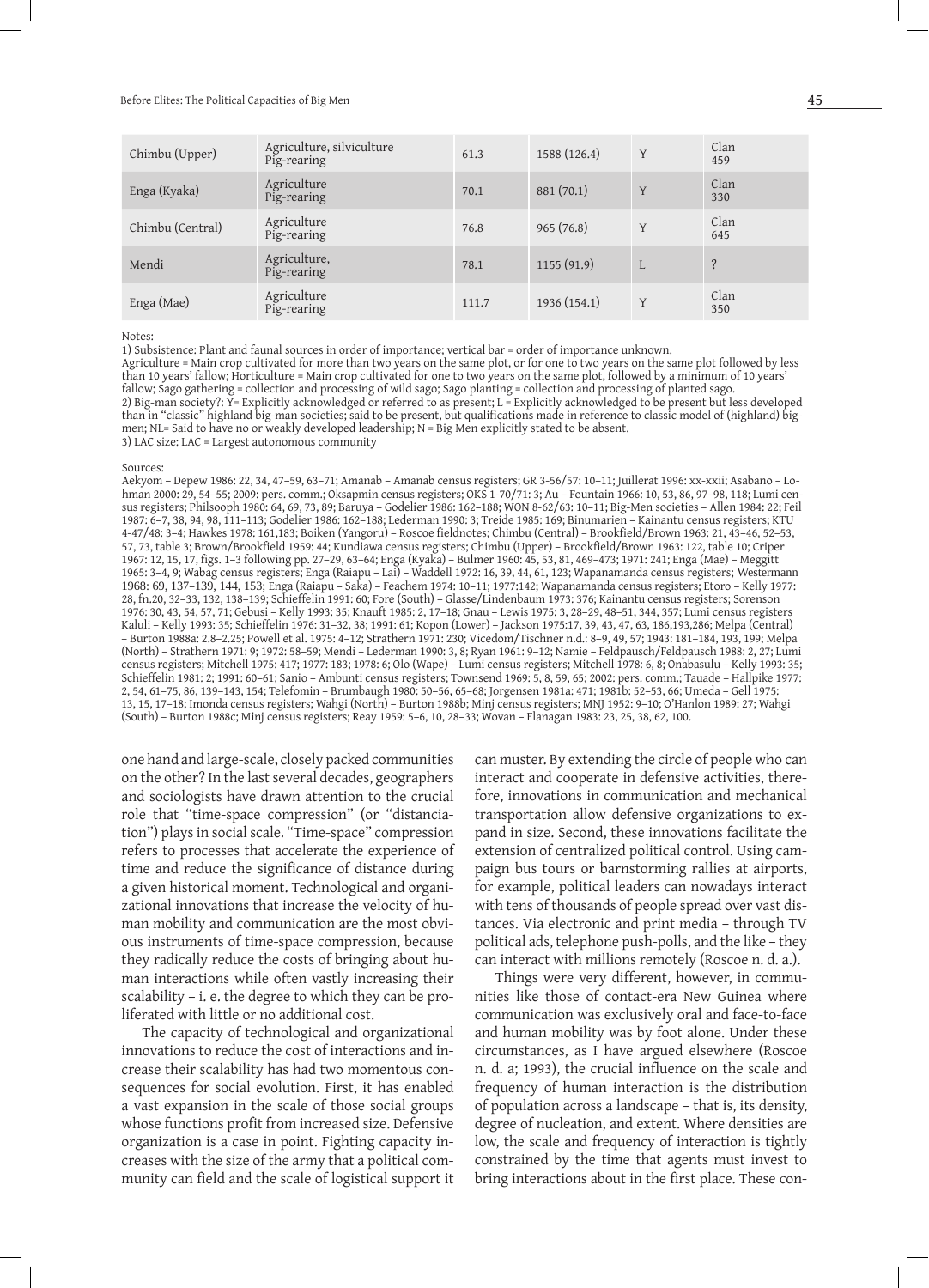| Chimbu (Upper) | Agriculture, silviculture Pig-rearing | 61.3 | 1588 (126.4) | Y | Clan 459 |
|---|---|---|---|---|---|
| Enga (Kyaka) | Agriculture Pig-rearing | 70.1 | 881 (70.1) | Y | Clan 330 |
| Chimbu (Central) | Agriculture Pig-rearing | 76.8 | 965 (76.8) | Y | Clan 645 |
| Mendi | Agriculture, Pig-rearing | 78.1 | 1155 (91.9) | L | ? |
| Enga (Mae) | Agriculture Pig-rearing | 111.7 | 1936 (154.1) | Y | Clan 350 |

Notes:
1) Subsistence: Plant and faunal sources in order of importance; vertical bar = order of importance unknown.
Agriculture = Main crop cultivated for more than two years on the same plot, or for one to two years on the same plot followed by less than 10 years' fallow; Horticulture = Main crop cultivated for one to two years on the same plot, followed by a minimum of 10 years' fallow; Sago gathering = collection and processing of wild sago; Sago planting = collection and processing of planted sago.
2) Big-man society?: Y= Explicitly acknowledged or referred to as present; L = Explicitly acknowledged to be present but less developed than in "classic" highland big-man societies; said to be present, but qualifications made in reference to classic model of (highland) big-men; NL= Said to have no or weakly developed leadership; N = Big Men explicitly stated to be absent.
3) LAC size: LAC = Largest autonomous community

Sources:
Aekyom – Depew 1986: 22, 34, 47–59, 63–71; Amanab – Amanab census registers; GR 3-56/57: 10–11; Juillerat 1996: xx-xxii; Asabano – Lohman 2000: 29, 54–55; 2009: pers. comm.; Oksapmin census registers; OKS 1-70/71: 3; Au – Fountain 1966: 10, 53, 86, 97–98, 118; Lumi census registers; Philsooph 1980: 64, 69, 73, 89; Baruya – Godelier 1986: 162–188; WON 8-62/63: 10–11; Big-Men societies – Allen 1984: 22; Feil 1987: 6–7, 38, 94, 98, 111–113; Godelier 1986: 162–188; Lederman 1990: 3; Treide 1985: 169; Binumarien – Kainantu census registers; KTU 4-47/48: 3–4; Hawkes 1978: 161,183; Boiken (Yangoru) – Roscoe fieldnotes; Chimbu (Central) – Brookfield/Brown 1963: 21, 43–46, 52–53, 57, 73, table 3; Brown/Brookfield 1959: 44; Kundiawa census registers; Chimbu (Upper) – Brookfield/Brown 1963: 122, table 10; Criper 1967: 12, 15, 17, figs. 1–3 following pp. 27–29, 63–64; Enga (Kyaka) – Bulmer 1960: 45, 53, 81, 469–473; 1971: 241; Enga (Mae) – Meggitt 1965: 3–4, 9; Wabag census registers; Enga (Raiapu – Lai) – Waddell 1972: 16, 39, 44, 61, 123; Wapanamanda census registers; Westermann 1968: 69, 137–139, 144, 153; Enga (Raiapu – Saka) – Feachem 1974: 10–11; 1977:142; Wapanamanda census registers; Etoro – Kelly 1977: 28, fn.20, 32–33, 132, 138–139; Schieffelin 1991: 60; Fore (South) – Glasse/Lindenbaum 1973: 376; Kainantu census registers; Sorenson 1976: 30, 43, 54, 57, 71; Gebusi – Kelly 1993: 35; Knauft 1985: 2, 17–18; Gnau – Lewis 1975: 3, 28–29, 48–51, 344, 357; Lumi census registers Kaluli – Kelly 1993: 35; Schieffelin 1976: 31–32, 38; 1991: 61; Kopon (Lower) – Jackson 1975:17, 39, 43, 47, 63, 186,193,286; Melpa (Central) – Burton 1988a: 2.8–2.25; Powell et al. 1975: 4–12; Strathern 1971: 230; Vicedom/Tischner n.d.: 8–9, 49, 57; 1943: 181–184, 193, 199; Melpa (North) – Strathern 1971: 9; 1972: 58–59; Mendi – Lederman 1990: 3, 8; Ryan 1961: 9–12; Namie – Feldpausch/Feldpausch 1988: 2, 27; Lumi census registers; Mitchell 1975: 417; 1977: 183; 1978: 6; Olo (Wape) – Lumi census registers; Mitchell 1978: 6, 8; Onabasulu – Kelly 1993: 35; Schieffelin 1981: 2; 1991: 60–61; Sanio – Ambunti census registers; Townsend 1969: 5, 8, 59, 65; 2002: pers. comm.; Tauade – Hallpike 1977: 2, 54, 61–75, 86, 139–143, 154; Telefomin – Brumbaugh 1980: 50–56, 65–68; Jorgensen 1981a: 471; 1981b: 52–53, 66; Umeda – Gell 1975: 13, 15, 17–18; Imonda census registers; Wahgi (North) – Burton 1988b; Minj census registers; MNJ 1952: 9–10; O'Hanlon 1989: 27; Wahgi (South) – Burton 1988c; Minj census registers; Reay 1959: 5–6, 10, 28–33; Wovan – Flanagan 1983: 23, 25, 38, 62, 100.

one hand and large-scale, closely packed communities on the other? In the last several decades, geographers and sociologists have drawn attention to the crucial role that "time-space compression" (or "distanciation") plays in social scale. "Time-space" compression refers to processes that accelerate the experience of time and reduce the significance of distance during a given historical moment. Technological and organizational innovations that increase the velocity of human mobility and communication are the most obvious instruments of time-space compression, because they radically reduce the costs of bringing about human interactions while often vastly increasing their scalability – i. e. the degree to which they can be proliferated with little or no additional cost.

The capacity of technological and organizational innovations to reduce the cost of interactions and increase their scalability has had two momentous consequences for social evolution. First, it has enabled a vast expansion in the scale of those social groups whose functions profit from increased size. Defensive organization is a case in point. Fighting capacity increases with the size of the army that a political community can field and the scale of logistical support it can muster. By extending the circle of people who can interact and cooperate in defensive activities, therefore, innovations in communication and mechanical transportation allow defensive organizations to expand in size. Second, these innovations facilitate the extension of centralized political control. Using campaign bus tours or barnstorming rallies at airports, for example, political leaders can nowadays interact with tens of thousands of people spread over vast distances. Via electronic and print media – through TV political ads, telephone push-polls, and the like – they can interact with millions remotely (Roscoe n. d. a.).

Things were very different, however, in communities like those of contact-era New Guinea where communication was exclusively oral and face-to-face and human mobility was by foot alone. Under these circumstances, as I have argued elsewhere (Roscoe n. d. a; 1993), the crucial influence on the scale and frequency of human interaction is the distribution of population across a landscape – that is, its density, degree of nucleation, and extent. Where densities are low, the scale and frequency of interaction is tightly constrained by the time that agents must invest to bring interactions about in the first place. These con-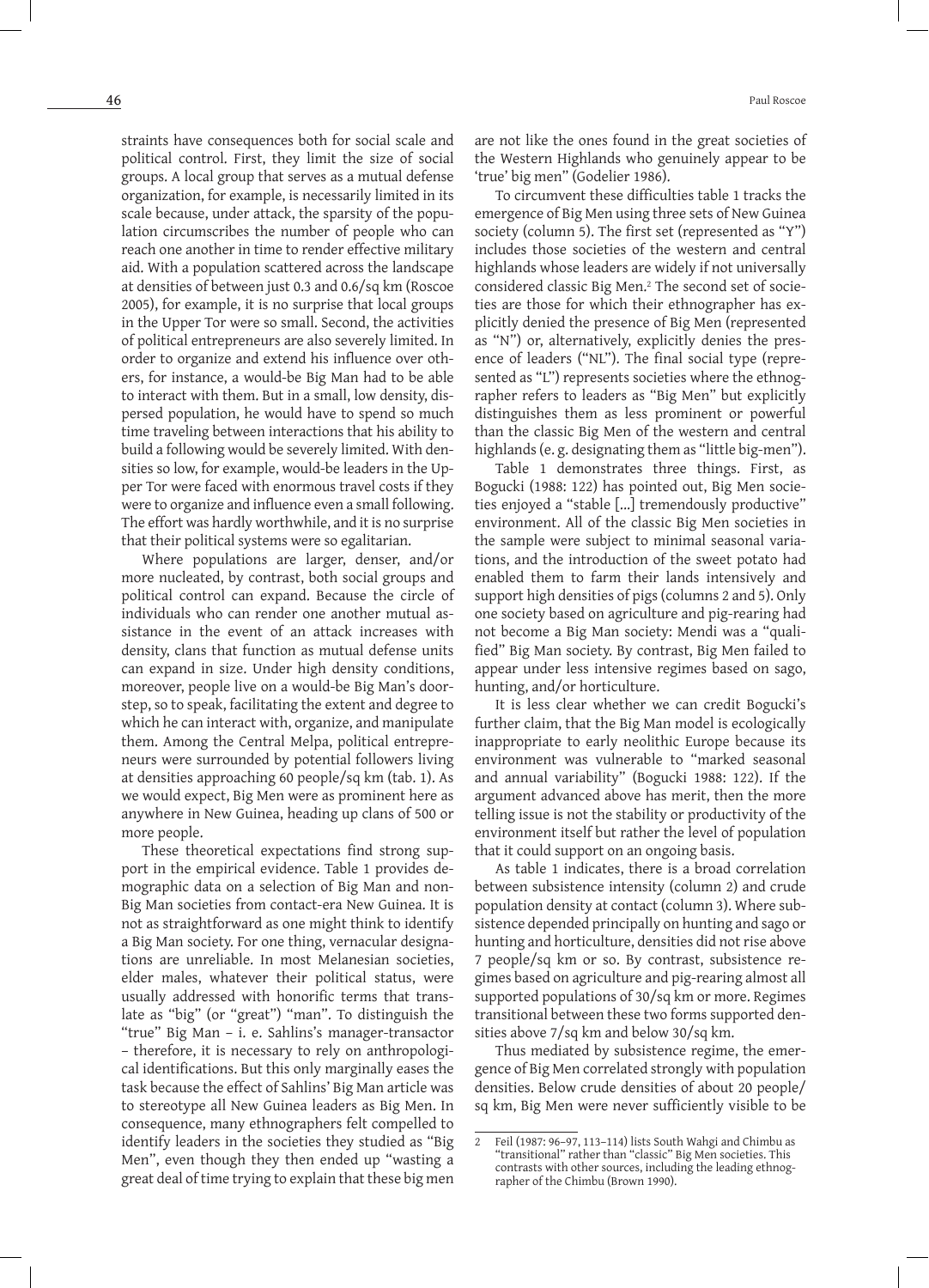straints have consequences both for social scale and political control. First, they limit the size of social groups. A local group that serves as a mutual defense organization, for example, is necessarily limited in its scale because, under attack, the sparsity of the population circumscribes the number of people who can reach one another in time to render effective military aid. With a population scattered across the landscape at densities of between just 0.3 and 0.6/sq km (Roscoe 2005), for example, it is no surprise that local groups in the Upper Tor were so small. Second, the activities of political entrepreneurs are also severely limited. In order to organize and extend his influence over others, for instance, a would-be Big Man had to be able to interact with them. But in a small, low density, dispersed population, he would have to spend so much time traveling between interactions that his ability to build a following would be severely limited. With densities so low, for example, would-be leaders in the Upper Tor were faced with enormous travel costs if they were to organize and influence even a small following. The effort was hardly worthwhile, and it is no surprise that their political systems were so egalitarian.

Where populations are larger, denser, and/or more nucleated, by contrast, both social groups and political control can expand. Because the circle of individuals who can render one another mutual assistance in the event of an attack increases with density, clans that function as mutual defense units can expand in size. Under high density conditions, moreover, people live on a would-be Big Man's doorstep, so to speak, facilitating the extent and degree to which he can interact with, organize, and manipulate them. Among the Central Melpa, political entrepreneurs were surrounded by potential followers living at densities approaching 60 people/sq km (tab. 1). As we would expect, Big Men were as prominent here as anywhere in New Guinea, heading up clans of 500 or more people.

These theoretical expectations find strong support in the empirical evidence. Table 1 provides demographic data on a selection of Big Man and non-Big Man societies from contact-era New Guinea. It is not as straightforward as one might think to identify a Big Man society. For one thing, vernacular designations are unreliable. In most Melanesian societies, elder males, whatever their political status, were usually addressed with honorific terms that translate as "big" (or "great") "man". To distinguish the "true" Big Man – i. e. Sahlins's manager-transactor – therefore, it is necessary to rely on anthropological identifications. But this only marginally eases the task because the effect of Sahlins' Big Man article was to stereotype all New Guinea leaders as Big Men. In consequence, many ethnographers felt compelled to identify leaders in the societies they studied as "Big Men", even though they then ended up "wasting a great deal of time trying to explain that these big men are not like the ones found in the great societies of the Western Highlands who genuinely appear to be 'true' big men" (Godelier 1986).

To circumvent these difficulties table 1 tracks the emergence of Big Men using three sets of New Guinea society (column 5). The first set (represented as "Y") includes those societies of the western and central highlands whose leaders are widely if not universally considered classic Big Men.[2] The second set of societies are those for which their ethnographer has explicitly denied the presence of Big Men (represented as "N") or, alternatively, explicitly denies the presence of leaders ("NL"). The final social type (represented as "L") represents societies where the ethnographer refers to leaders as "Big Men" but explicitly distinguishes them as less prominent or powerful than the classic Big Men of the western and central highlands (e. g. designating them as "little big-men").

Table 1 demonstrates three things. First, as Bogucki (1988: 122) has pointed out, Big Men societies enjoyed a "stable [...] tremendously productive" environment. All of the classic Big Men societies in the sample were subject to minimal seasonal variations, and the introduction of the sweet potato had enabled them to farm their lands intensively and support high densities of pigs (columns 2 and 5). Only one society based on agriculture and pig-rearing had not become a Big Man society: Mendi was a "qualified" Big Man society. By contrast, Big Men failed to appear under less intensive regimes based on sago, hunting, and/or horticulture.

It is less clear whether we can credit Bogucki's further claim, that the Big Man model is ecologically inappropriate to early neolithic Europe because its environment was vulnerable to "marked seasonal and annual variability" (Bogucki 1988: 122). If the argument advanced above has merit, then the more telling issue is not the stability or productivity of the environment itself but rather the level of population that it could support on an ongoing basis.

As table 1 indicates, there is a broad correlation between subsistence intensity (column 2) and crude population density at contact (column 3). Where subsistence depended principally on hunting and sago or hunting and horticulture, densities did not rise above 7 people/sq km or so. By contrast, subsistence regimes based on agriculture and pig-rearing almost all supported populations of 30/sq km or more. Regimes transitional between these two forms supported densities above 7/sq km and below 30/sq km.

Thus mediated by subsistence regime, the emergence of Big Men correlated strongly with population densities. Below crude densities of about 20 people/sq km, Big Men were never sufficiently visible to be

---

2 Feil (1987: 96–97, 113–114) lists South Wahgi and Chimbu as "transitional" rather than "classic" Big Men societies. This contrasts with other sources, including the leading ethnographer of the Chimbu (Brown 1990).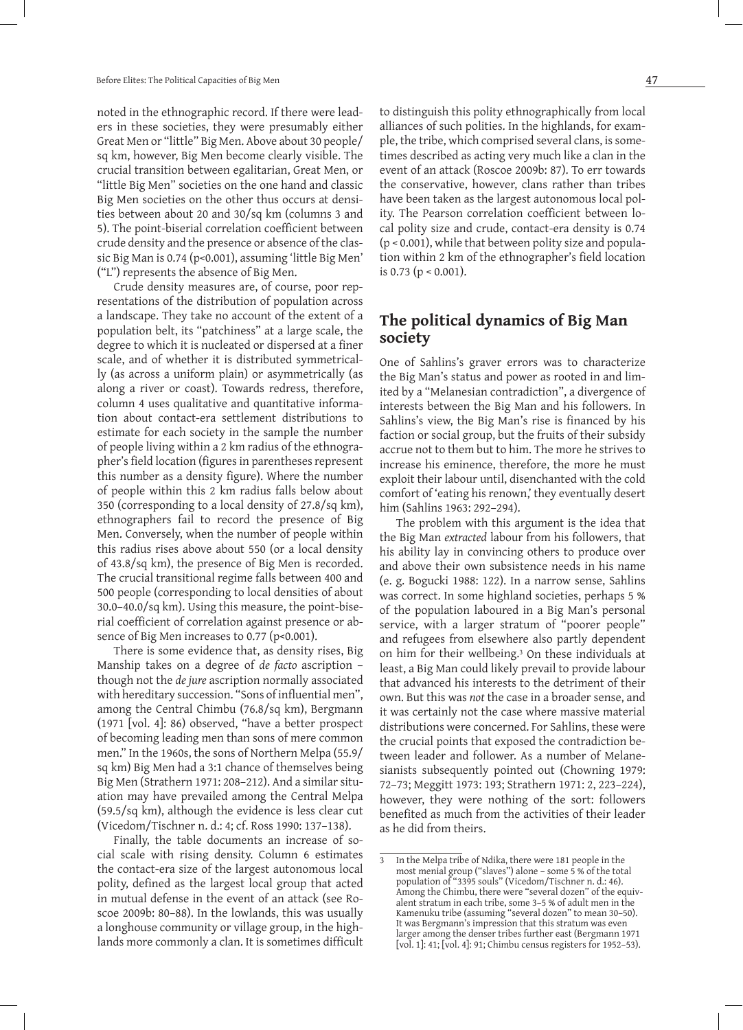noted in the ethnographic record. If there were leaders in these societies, they were presumably either Great Men or "little" Big Men. Above about 30 people/sq km, however, Big Men become clearly visible. The crucial transition between egalitarian, Great Men, or "little Big Men" societies on the one hand and classic Big Men societies on the other thus occurs at densities between about 20 and 30/sq km (columns 3 and 5). The point-biserial correlation coefficient between crude density and the presence or absence of the classic Big Man is 0.74 ($p<0.001$), assuming 'little Big Men' ("L") represents the absence of Big Men.

Crude density measures are, of course, poor representations of the distribution of population across a landscape. They take no account of the extent of a population belt, its "patchiness" at a large scale, the degree to which it is nucleated or dispersed at a finer scale, and of whether it is distributed symmetrically (as across a uniform plain) or asymmetrically (as along a river or coast). Towards redress, therefore, column 4 uses qualitative and quantitative information about contact-era settlement distributions to estimate for each society in the sample the number of people living within a 2 km radius of the ethnographer's field location (figures in parentheses represent this number as a density figure). Where the number of people within this 2 km radius falls below about 350 (corresponding to a local density of 27.8/sq km), ethnographers fail to record the presence of Big Men. Conversely, when the number of people within this radius rises above about 550 (or a local density of 43.8/sq km), the presence of Big Men is recorded. The crucial transitional regime falls between 400 and 500 people (corresponding to local densities of about 30.0–40.0/sq km). Using this measure, the point-biserial coefficient of correlation against presence or absence of Big Men increases to 0.77 ($p<0.001$).

There is some evidence that, as density rises, Big Manship takes on a degree of *de facto* ascription – though not the *de jure* ascription normally associated with hereditary succession. "Sons of influential men", among the Central Chimbu (76.8/sq km), Bergmann (1971 [vol. 4]: 86) observed, "have a better prospect of becoming leading men than sons of mere common men." In the 1960s, the sons of Northern Melpa (55.9/sq km) Big Men had a 3:1 chance of themselves being Big Men (Strathern 1971: 208–212). And a similar situation may have prevailed among the Central Melpa (59.5/sq km), although the evidence is less clear cut (Vicedom/Tischner n. d.: 4; cf. Ross 1990: 137–138).

Finally, the table documents an increase of social scale with rising density. Column 6 estimates the contact-era size of the largest autonomous local polity, defined as the largest local group that acted in mutual defense in the event of an attack (see Roscoe 2009b: 80–88). In the lowlands, this was usually a longhouse community or village group, in the highlands more commonly a clan. It is sometimes difficult to distinguish this polity ethnographically from local alliances of such polities. In the highlands, for example, the tribe, which comprised several clans, is sometimes described as acting very much like a clan in the event of an attack (Roscoe 2009b: 87). To err towards the conservative, however, clans rather than tribes have been taken as the largest autonomous local polity. The Pearson correlation coefficient between local polity size and crude, contact-era density is 0.74 ($p < 0.001$), while that between polity size and population within 2 km of the ethnographer's field location is 0.73 ($p < 0.001$).

## The political dynamics of Big Man society

One of Sahlins's graver errors was to characterize the Big Man's status and power as rooted in and limited by a "Melanesian contradiction", a divergence of interests between the Big Man and his followers. In Sahlins's view, the Big Man's rise is financed by his faction or social group, but the fruits of their subsidy accrue not to them but to him. The more he strives to increase his eminence, therefore, the more he must exploit their labour until, disenchanted with the cold comfort of 'eating his renown,' they eventually desert him (Sahlins 1963: 292–294).

The problem with this argument is the idea that the Big Man *extracted* labour from his followers, that his ability lay in convincing others to produce over and above their own subsistence needs in his name (e. g. Bogucki 1988: 122). In a narrow sense, Sahlins was correct. In some highland societies, perhaps 5 % of the population laboured in a Big Man's personal service, with a larger stratum of "poorer people" and refugees from elsewhere also partly dependent on him for their wellbeing.[3] On these individuals at least, a Big Man could likely prevail to provide labour that advanced his interests to the detriment of their own. But this was *not* the case in a broader sense, and it was certainly not the case where massive material distributions were concerned. For Sahlins, these were the crucial points that exposed the contradiction between leader and follower. As a number of Melanesianists subsequently pointed out (Chowning 1979: 72–73; Meggitt 1973: 193; Strathern 1971: 2, 223–224), however, they were nothing of the sort: followers benefited as much from the activities of their leader as he did from theirs.

---

3 In the Melpa tribe of Ndika, there were 181 people in the most menial group ("slaves") alone – some 5 % of the total population of "3395 souls" (Vicedom/Tischner n. d.: 46). Among the Chimbu, there were "several dozen" of the equivalent stratum in each tribe, some 3–5 % of adult men in the Kamenuku tribe (assuming "several dozen" to mean 30–50). It was Bergmann's impression that this stratum was even larger among the denser tribes further east (Bergmann 1971 [vol. 1]: 41; [vol. 4]: 91; Chimbu census registers for 1952–53).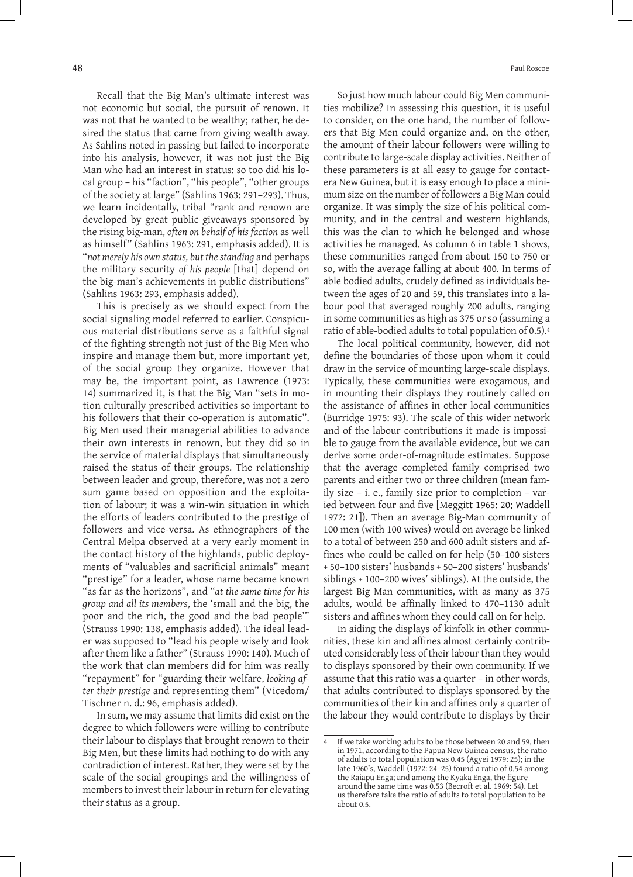Recall that the Big Man's ultimate interest was not economic but social, the pursuit of renown. It was not that he wanted to be wealthy; rather, he desired the status that came from giving wealth away. As Sahlins noted in passing but failed to incorporate into his analysis, however, it was not just the Big Man who had an interest in status: so too did his local group – his "faction", "his people", "other groups of the society at large" (Sahlins 1963: 291–293). Thus, we learn incidentally, tribal "rank and renown are developed by great public giveaways sponsored by the rising big-man, *often on behalf of his faction* as well as himself" (Sahlins 1963: 291, emphasis added). It is "*not merely his own status, but the standing* and perhaps the military security *of his people* [that] depend on the big-man's achievements in public distributions" (Sahlins 1963: 293, emphasis added).

This is precisely as we should expect from the social signaling model referred to earlier. Conspicuous material distributions serve as a faithful signal of the fighting strength not just of the Big Men who inspire and manage them but, more important yet, of the social group they organize. However that may be, the important point, as Lawrence (1973: 14) summarized it, is that the Big Man "sets in motion culturally prescribed activities so important to his followers that their co-operation is automatic". Big Men used their managerial abilities to advance their own interests in renown, but they did so in the service of material displays that simultaneously raised the status of their groups. The relationship between leader and group, therefore, was not a zero sum game based on opposition and the exploitation of labour; it was a win-win situation in which the efforts of leaders contributed to the prestige of followers and vice-versa. As ethnographers of the Central Melpa observed at a very early moment in the contact history of the highlands, public deployments of "valuables and sacrificial animals" meant "prestige" for a leader, whose name became known "as far as the horizons", and "*at the same time for his group and all its members*, the 'small and the big, the poor and the rich, the good and the bad people'" (Strauss 1990: 138, emphasis added). The ideal leader was supposed to "lead his people wisely and look after them like a father" (Strauss 1990: 140). Much of the work that clan members did for him was really "repayment" for "guarding their welfare, *looking after their prestige* and representing them" (Vicedom/Tischner n. d.: 96, emphasis added).

In sum, we may assume that limits did exist on the degree to which followers were willing to contribute their labour to displays that brought renown to their Big Men, but these limits had nothing to do with any contradiction of interest. Rather, they were set by the scale of the social groupings and the willingness of members to invest their labour in return for elevating their status as a group.

So just how much labour could Big Men communities mobilize? In assessing this question, it is useful to consider, on the one hand, the number of followers that Big Men could organize and, on the other, the amount of their labour followers were willing to contribute to large-scale display activities. Neither of these parameters is at all easy to gauge for contact-era New Guinea, but it is easy enough to place a minimum size on the number of followers a Big Man could organize. It was simply the size of his political community, and in the central and western highlands, this was the clan to which he belonged and whose activities he managed. As column 6 in table 1 shows, these communities ranged from about 150 to 750 or so, with the average falling at about 400. In terms of able bodied adults, crudely defined as individuals between the ages of 20 and 59, this translates into a labour pool that averaged roughly 200 adults, ranging in some communities as high as 375 or so (assuming a ratio of able-bodied adults to total population of 0.5).[4]

The local political community, however, did not define the boundaries of those upon whom it could draw in the service of mounting large-scale displays. Typically, these communities were exogamous, and in mounting their displays they routinely called on the assistance of affines in other local communities (Burridge 1975: 93). The scale of this wider network and of the labour contributions it made is impossible to gauge from the available evidence, but we can derive some order-of-magnitude estimates. Suppose that the average completed family comprised two parents and either two or three children (mean family size – i. e., family size prior to completion – varied between four and five [Meggitt 1965: 20; Waddell 1972: 21]). Then an average Big-Man community of 100 men (with 100 wives) would on average be linked to a total of between 250 and 600 adult sisters and affines who could be called on for help (50–100 sisters + 50–100 sisters' husbands + 50–200 sisters' husbands' siblings + 100–200 wives' siblings). At the outside, the largest Big Man communities, with as many as 375 adults, would be affinally linked to 470–1130 adult sisters and affines whom they could call on for help.

In aiding the displays of kinfolk in other communities, these kin and affines almost certainly contributed considerably less of their labour than they would to displays sponsored by their own community. If we assume that this ratio was a quarter – in other words, that adults contributed to displays sponsored by the communities of their kin and affines only a quarter of the labour they would contribute to displays by their

---

4 If we take working adults to be those between 20 and 59, then in 1971, according to the Papua New Guinea census, the ratio of adults to total population was 0.45 (Agyei 1979: 25); in the late 1960's, Waddell (1972: 24–25) found a ratio of 0.54 among the Raiapu Enga; and among the Kyaka Enga, the figure around the same time was 0.53 (Becroft et al. 1969: 54). Let us therefore take the ratio of adults to total population to be about 0.5.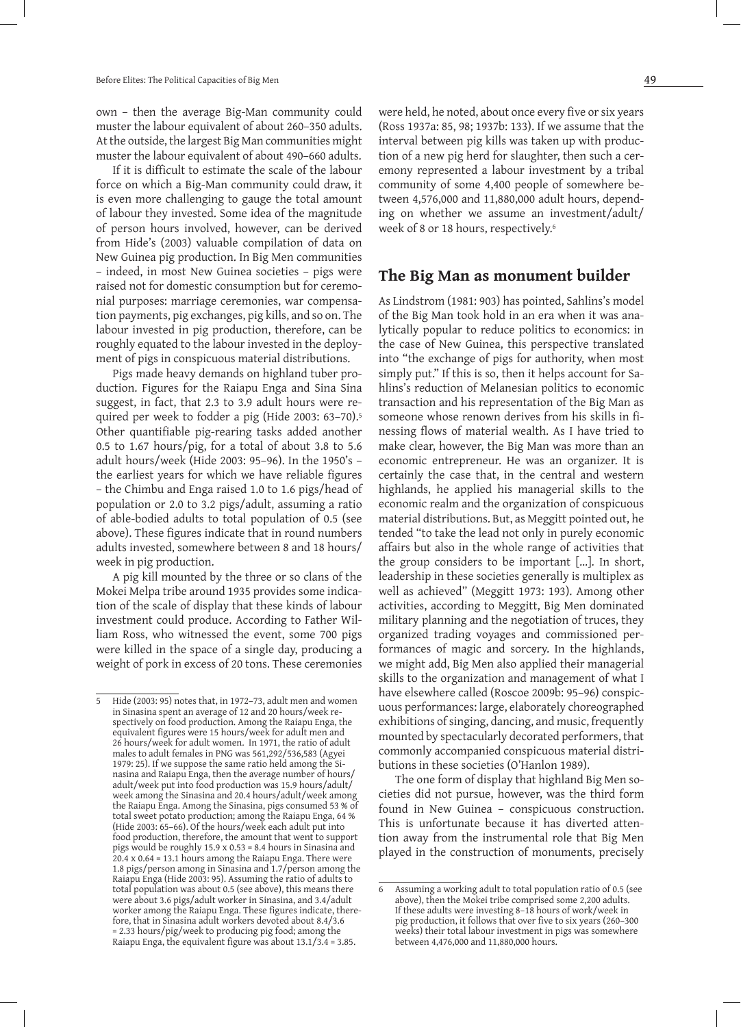own – then the average Big-Man community could muster the labour equivalent of about 260–350 adults. At the outside, the largest Big Man communities might muster the labour equivalent of about 490–660 adults.

If it is difficult to estimate the scale of the labour force on which a Big-Man community could draw, it is even more challenging to gauge the total amount of labour they invested. Some idea of the magnitude of person hours involved, however, can be derived from Hide's (2003) valuable compilation of data on New Guinea pig production. In Big Men communities – indeed, in most New Guinea societies – pigs were raised not for domestic consumption but for ceremonial purposes: marriage ceremonies, war compensation payments, pig exchanges, pig kills, and so on. The labour invested in pig production, therefore, can be roughly equated to the labour invested in the deployment of pigs in conspicuous material distributions.

Pigs made heavy demands on highland tuber production. Figures for the Raiapu Enga and Sina Sina suggest, in fact, that 2.3 to 3.9 adult hours were required per week to fodder a pig (Hide 2003: 63–70).[5] Other quantifiable pig-rearing tasks added another 0.5 to 1.67 hours/pig, for a total of about 3.8 to 5.6 adult hours/week (Hide 2003: 95–96). In the 1950's – the earliest years for which we have reliable figures – the Chimbu and Enga raised 1.0 to 1.6 pigs/head of population or 2.0 to 3.2 pigs/adult, assuming a ratio of able-bodied adults to total population of 0.5 (see above). These figures indicate that in round numbers adults invested, somewhere between 8 and 18 hours/week in pig production.

A pig kill mounted by the three or so clans of the Mokei Melpa tribe around 1935 provides some indication of the scale of display that these kinds of labour investment could produce. According to Father William Ross, who witnessed the event, some 700 pigs were killed in the space of a single day, producing a weight of pork in excess of 20 tons. These ceremonies were held, he noted, about once every five or six years (Ross 1937a: 85, 98; 1937b: 133). If we assume that the interval between pig kills was taken up with production of a new pig herd for slaughter, then such a ceremony represented a labour investment by a tribal community of some 4,400 people of somewhere between 4,576,000 and 11,880,000 adult hours, depending on whether we assume an investment/adult/week of 8 or 18 hours, respectively.[6]

## The Big Man as monument builder

As Lindstrom (1981: 903) has pointed, Sahlins's model of the Big Man took hold in an era when it was analytically popular to reduce politics to economics: in the case of New Guinea, this perspective translated into "the exchange of pigs for authority, when most simply put." If this is so, then it helps account for Sahlins's reduction of Melanesian politics to economic transaction and his representation of the Big Man as someone whose renown derives from his skills in finessing flows of material wealth. As I have tried to make clear, however, the Big Man was more than an economic entrepreneur. He was an organizer. It is certainly the case that, in the central and western highlands, he applied his managerial skills to the economic realm and the organization of conspicuous material distributions. But, as Meggitt pointed out, he tended "to take the lead not only in purely economic affairs but also in the whole range of activities that the group considers to be important […]. In short, leadership in these societies generally is multiplex as well as achieved" (Meggitt 1973: 193). Among other activities, according to Meggitt, Big Men dominated military planning and the negotiation of truces, they organized trading voyages and commissioned performances of magic and sorcery. In the highlands, we might add, Big Men also applied their managerial skills to the organization and management of what I have elsewhere called (Roscoe 2009b: 95–96) conspicuous performances: large, elaborately choreographed exhibitions of singing, dancing, and music, frequently mounted by spectacularly decorated performers, that commonly accompanied conspicuous material distributions in these societies (O'Hanlon 1989).

The one form of display that highland Big Men societies did not pursue, however, was the third form found in New Guinea – conspicuous construction. This is unfortunate because it has diverted attention away from the instrumental role that Big Men played in the construction of monuments, precisely

---

5 Hide (2003: 95) notes that, in 1972–73, adult men and women in Sinasina spent an average of 12 and 20 hours/week respectively on food production. Among the Raiapu Enga, the equivalent figures were 15 hours/week for adult men and 26 hours/week for adult women. In 1971, the ratio of adult males to adult females in PNG was 561,292/536,583 (Agyei 1979: 25). If we suppose the same ratio held among the Sinasina and Raiapu Enga, then the average number of hours/adult/week put into food production was 15.9 hours/adult/week among the Sinasina and 20.4 hours/adult/week among the Raiapu Enga. Among the Sinasina, pigs consumed 53 % of total sweet potato production; among the Raiapu Enga, 64 % (Hide 2003: 65–66). Of the hours/week each adult put into food production, therefore, the amount that went to support pigs would be roughly 15.9 x 0.53 = 8.4 hours in Sinasina and 20.4 x 0.64 = 13.1 hours among the Raiapu Enga. There were 1.8 pigs/person among in Sinasina and 1.7/person among the Raiapu Enga (Hide 2003: 95). Assuming the ratio of adults to total population was about 0.5 (see above), this means there were about 3.6 pigs/adult worker in Sinasina, and 3.4/adult worker among the Raiapu Enga. These figures indicate, therefore, that in Sinasina adult workers devoted about 8.4/3.6 = 2.33 hours/pig/week to producing pig food; among the Raiapu Enga, the equivalent figure was about 13.1/3.4 = 3.85.

6 Assuming a working adult to total population ratio of 0.5 (see above), then the Mokei tribe comprised some 2,200 adults. If these adults were investing 8–18 hours of work/week in pig production, it follows that over five to six years (260–300 weeks) their total labour investment in pigs was somewhere between 4,476,000 and 11,880,000 hours.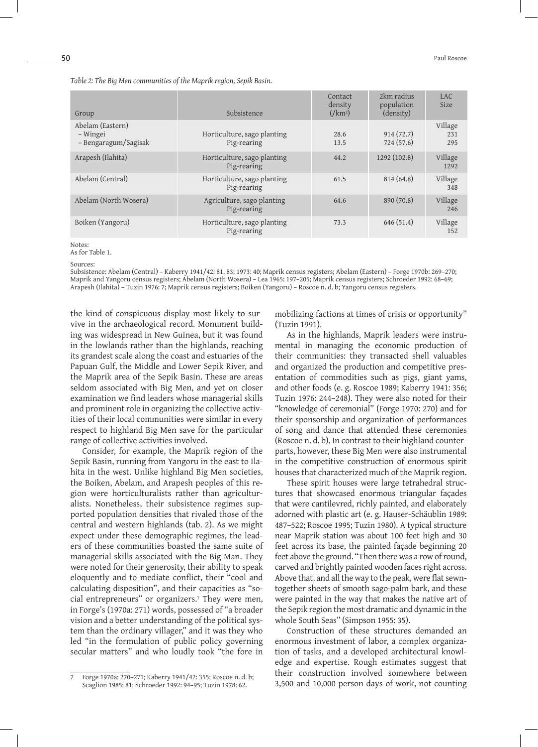*Table 2: The Big Men communities of the Maprik region, Sepik Basin.*

| Group | Subsistence | Contact density (/km²) | 2km radius population (density) | LAC Size |
|---|---|---|---|---|
| Abelam (Eastern)<br>– Wingei<br>– Bengaragum/Sagisak | Horticulture, sago planting<br>Pig-rearing | 28.6<br>13.5 | 914 (72.7)<br>724 (57.6) | Village<br>231<br>295 |
| Arapesh (Ilahita) | Horticulture, sago planting<br>Pig-rearing | 44.2 | 1292 (102.8) | Village<br>1292 |
| Abelam (Central) | Horticulture, sago planting<br>Pig-rearing | 61.5 | 814 (64.8) | Village<br>348 |
| Abelam (North Wosera) | Agriculture, sago planting<br>Pig-rearing | 64.6 | 890 (70.8) | Village<br>246 |
| Boiken (Yangoru) | Horticulture, sago planting<br>Pig-rearing | 73.3 | 646 (51.4) | Village<br>152 |

Notes:
As for Table 1.

Sources:
Subsistence: Abelam (Central) – Kaberry 1941/42: 81, 83; 1973: 40; Maprik census registers; Abelam (Eastern) – Forge 1970b: 269–270; Maprik and Yangoru census registers; Abelam (North Wosera) – Lea 1965: 197–205; Maprik census registers; Schroeder 1992: 68–69; Arapesh (Ilahita) – Tuzin 1976: 7; Maprik census registers; Boiken (Yangoru) – Roscoe n. d. b; Yangoru census registers.

the kind of conspicuous display most likely to survive in the archaeological record. Monument building was widespread in New Guinea, but it was found in the lowlands rather than the highlands, reaching its grandest scale along the coast and estuaries of the Papuan Gulf, the Middle and Lower Sepik River, and the Maprik area of the Sepik Basin. These are areas seldom associated with Big Men, and yet on closer examination we find leaders whose managerial skills and prominent role in organizing the collective activities of their local communities were similar in every respect to highland Big Men save for the particular range of collective activities involved.

Consider, for example, the Maprik region of the Sepik Basin, running from Yangoru in the east to Ilahita in the west. Unlike highland Big Men societies, the Boiken, Abelam, and Arapesh peoples of this region were horticulturalists rather than agriculturalists. Nonetheless, their subsistence regimes supported population densities that rivaled those of the central and western highlands (tab. 2). As we might expect under these demographic regimes, the leaders of these communities boasted the same suite of managerial skills associated with the Big Man. They were noted for their generosity, their ability to speak eloquently and to mediate conflict, their "cool and calculating disposition", and their capacities as "social entrepreneurs" or organizers.[7] They were men, in Forge's (1970a: 271) words, possessed of "a broader vision and a better understanding of the political system than the ordinary villager," and it was they who led "in the formulation of public policy governing secular matters" and who loudly took "the fore in mobilizing factions at times of crisis or opportunity" (Tuzin 1991).

As in the highlands, Maprik leaders were instrumental in managing the economic production of their communities: they transacted shell valuables and organized the production and competitive presentation of commodities such as pigs, giant yams, and other foods (e. g. Roscoe 1989; Kaberry 1941: 356; Tuzin 1976: 244–248). They were also noted for their "knowledge of ceremonial" (Forge 1970: 270) and for their sponsorship and organization of performances of song and dance that attended these ceremonies (Roscoe n. d. b). In contrast to their highland counterparts, however, these Big Men were also instrumental in the competitive construction of enormous spirit houses that characterized much of the Maprik region.

These spirit houses were large tetrahedral structures that showcased enormous triangular façades that were cantilevred, richly painted, and elaborately adorned with plastic art (e. g. Hauser-Schäublin 1989: 487–522; Roscoe 1995; Tuzin 1980). A typical structure near Maprik station was about 100 feet high and 30 feet across its base, the painted façade beginning 20 feet above the ground. "Then there was a row of round, carved and brightly painted wooden faces right across. Above that, and all the way to the peak, were flat sewn-together sheets of smooth sago-palm bark, and these were painted in the way that makes the native art of the Sepik region the most dramatic and dynamic in the whole South Seas" (Simpson 1955: 35).

Construction of these structures demanded an enormous investment of labor, a complex organization of tasks, and a developed architectural knowledge and expertise. Rough estimates suggest that their construction involved somewhere between 3,500 and 10,000 person days of work, not counting

---

7 Forge 1970a: 270–271; Kaberry 1941/42: 355; Roscoe n. d. b; Scaglion 1985: 81; Schroeder 1992: 94–95; Tuzin 1978: 62.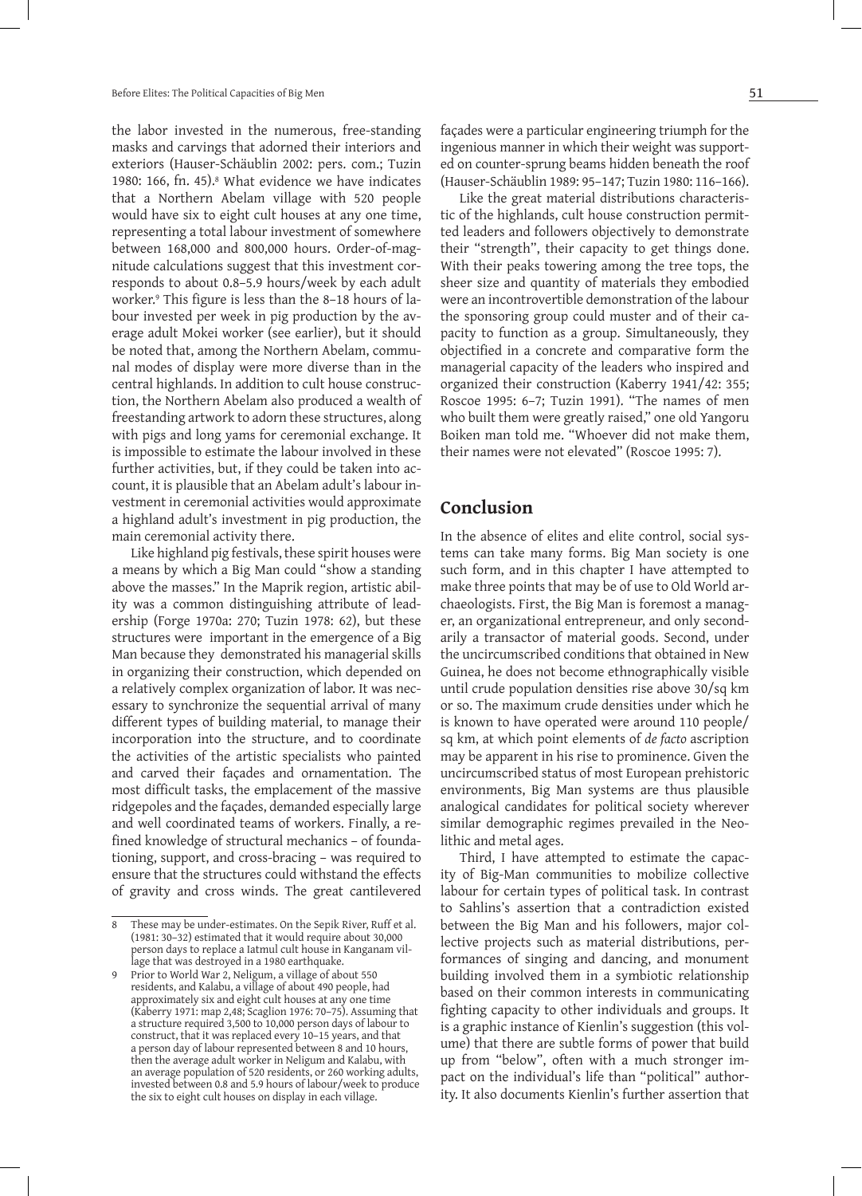the labor invested in the numerous, free-standing masks and carvings that adorned their interiors and exteriors (Hauser-Schäublin 2002: pers. com.; Tuzin 1980: 166, fn. 45).[8] What evidence we have indicates that a Northern Abelam village with 520 people would have six to eight cult houses at any one time, representing a total labour investment of somewhere between 168,000 and 800,000 hours. Order-of-magnitude calculations suggest that this investment corresponds to about 0.8–5.9 hours/week by each adult worker.[9] This figure is less than the 8–18 hours of labour invested per week in pig production by the average adult Mokei worker (see earlier), but it should be noted that, among the Northern Abelam, communal modes of display were more diverse than in the central highlands. In addition to cult house construction, the Northern Abelam also produced a wealth of freestanding artwork to adorn these structures, along with pigs and long yams for ceremonial exchange. It is impossible to estimate the labour involved in these further activities, but, if they could be taken into account, it is plausible that an Abelam adult's labour investment in ceremonial activities would approximate a highland adult's investment in pig production, the main ceremonial activity there.

Like highland pig festivals, these spirit houses were a means by which a Big Man could "show a standing above the masses." In the Maprik region, artistic ability was a common distinguishing attribute of leadership (Forge 1970a: 270; Tuzin 1978: 62), but these structures were important in the emergence of a Big Man because they demonstrated his managerial skills in organizing their construction, which depended on a relatively complex organization of labor. It was necessary to synchronize the sequential arrival of many different types of building material, to manage their incorporation into the structure, and to coordinate the activities of the artistic specialists who painted and carved their façades and ornamentation. The most difficult tasks, the emplacement of the massive ridgepoles and the façades, demanded especially large and well coordinated teams of workers. Finally, a refined knowledge of structural mechanics – of foundationing, support, and cross-bracing – was required to ensure that the structures could withstand the effects of gravity and cross winds. The great cantilevered façades were a particular engineering triumph for the ingenious manner in which their weight was supported on counter-sprung beams hidden beneath the roof (Hauser-Schäublin 1989: 95–147; Tuzin 1980: 116–166).

Like the great material distributions characteristic of the highlands, cult house construction permitted leaders and followers objectively to demonstrate their "strength", their capacity to get things done. With their peaks towering among the tree tops, the sheer size and quantity of materials they embodied were an incontrovertible demonstration of the labour the sponsoring group could muster and of their capacity to function as a group. Simultaneously, they objectified in a concrete and comparative form the managerial capacity of the leaders who inspired and organized their construction (Kaberry 1941/42: 355; Roscoe 1995: 6–7; Tuzin 1991). "The names of men who built them were greatly raised," one old Yangoru Boiken man told me. "Whoever did not make them, their names were not elevated" (Roscoe 1995: 7).

## Conclusion

In the absence of elites and elite control, social systems can take many forms. Big Man society is one such form, and in this chapter I have attempted to make three points that may be of use to Old World archaeologists. First, the Big Man is foremost a manager, an organizational entrepreneur, and only secondarily a transactor of material goods. Second, under the uncircumscribed conditions that obtained in New Guinea, he does not become ethnographically visible until crude population densities rise above 30/sq km or so. The maximum crude densities under which he is known to have operated were around 110 people/sq km, at which point elements of *de facto* ascription may be apparent in his rise to prominence. Given the uncircumscribed status of most European prehistoric environments, Big Man systems are thus plausible analogical candidates for political society wherever similar demographic regimes prevailed in the Neolithic and metal ages.

Third, I have attempted to estimate the capacity of Big-Man communities to mobilize collective labour for certain types of political task. In contrast to Sahlins's assertion that a contradiction existed between the Big Man and his followers, major collective projects such as material distributions, performances of singing and dancing, and monument building involved them in a symbiotic relationship based on their common interests in communicating fighting capacity to other individuals and groups. It is a graphic instance of Kienlin's suggestion (this volume) that there are subtle forms of power that build up from "below", often with a much stronger impact on the individual's life than "political" authority. It also documents Kienlin's further assertion that

---

8 These may be under-estimates. On the Sepik River, Ruff et al. (1981: 30–32) estimated that it would require about 30,000 person days to replace a Iatmul cult house in Kanganam village that was destroyed in a 1980 earthquake.

9 Prior to World War 2, Neligum, a village of about 550 residents, and Kalabu, a village of about 490 people, had approximately six and eight cult houses at any one time (Kaberry 1971: map 2,48; Scaglion 1976: 70–75). Assuming that a structure required 3,500 to 10,000 person days of labour to construct, that it was replaced every 10–15 years, and that a person day of labour represented between 8 and 10 hours, then the average adult worker in Neligum and Kalabu, with an average population of 520 residents, or 260 working adults, invested between 0.8 and 5.9 hours of labour/week to produce the six to eight cult houses on display in each village.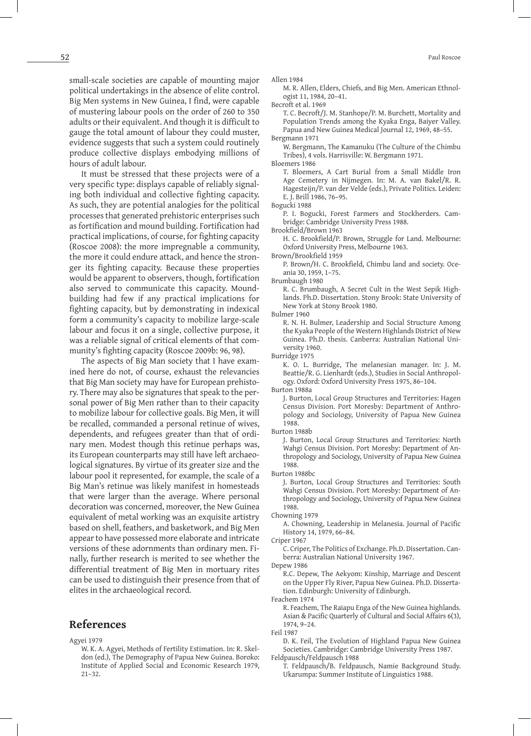small-scale societies are capable of mounting major political undertakings in the absence of elite control. Big Men systems in New Guinea, I find, were capable of mustering labour pools on the order of 260 to 350 adults or their equivalent. And though it is difficult to gauge the total amount of labour they could muster, evidence suggests that such a system could routinely produce collective displays embodying millions of hours of adult labour.

It must be stressed that these projects were of a very specific type: displays capable of reliably signaling both individual and collective fighting capacity. As such, they are potential analogies for the political processes that generated prehistoric enterprises such as fortification and mound building. Fortification had practical implications, of course, for fighting capacity (Roscoe 2008): the more impregnable a community, the more it could endure attack, and hence the stronger its fighting capacity. Because these properties would be apparent to observers, though, fortification also served to communicate this capacity. Mound-building had few if any practical implications for fighting capacity, but by demonstrating in indexical form a community's capacity to mobilize large-scale labour and focus it on a single, collective purpose, it was a reliable signal of critical elements of that community's fighting capacity (Roscoe 2009b: 96, 98).

The aspects of Big Man society that I have examined here do not, of course, exhaust the relevancies that Big Man society may have for European prehistory. There may also be signatures that speak to the personal power of Big Men rather than to their capacity to mobilize labour for collective goals. Big Men, it will be recalled, commanded a personal retinue of wives, dependents, and refugees greater than that of ordinary men. Modest though this retinue perhaps was, its European counterparts may still have left archaeological signatures. By virtue of its greater size and the labour pool it represented, for example, the scale of a Big Man's retinue was likely manifest in homesteads that were larger than the average. Where personal decoration was concerned, moreover, the New Guinea equivalent of metal working was an exquisite artistry based on shell, feathers, and basketwork, and Big Men appear to have possessed more elaborate and intricate versions of these adornments than ordinary men. Finally, further research is merited to see whether the differential treatment of Big Men in mortuary rites can be used to distinguish their presence from that of elites in the archaeological record.

## References

Agyei 1979
W. K. A. Agyei, Methods of Fertility Estimation. In: R. Skeldon (ed.), The Demography of Papua New Guinea. Boroko: Institute of Applied Social and Economic Research 1979, 21–32.

Allen 1984
M. R. Allen, Elders, Chiefs, and Big Men. American Ethnologist 11, 1984, 20–41.

Becroft et al. 1969
T. C. Becroft/J. M. Stanhope/P. M. Burchett, Mortality and Population Trends among the Kyaka Enga, Baiyer Valley. Papua and New Guinea Medical Journal 12, 1969, 48–55.

Bergmann 1971
W. Bergmann, The Kamanuku (The Culture of the Chimbu Tribes), 4 vols. Harrisville: W. Bergmann 1971.

Bloemers 1986
T. Bloemers, A Cart Burial from a Small Middle Iron Age Cemetery in Nijmegen. In: M. A. van Bakel/R. R. Hagesteijn/P. van der Velde (eds.), Private Politics. Leiden: E. J. Brill 1986, 76–95.

Bogucki 1988
P. I. Bogucki, Forest Farmers and Stockherders. Cambridge: Cambridge University Press 1988.

Brookfield/Brown 1963
H. C. Brookfield/P. Brown, Struggle for Land. Melbourne: Oxford University Press, Melbourne 1963.

Brown/Brookfield 1959
P. Brown/H. C. Brookfield, Chimbu land and society. Oceania 30, 1959, 1–75.

Brumbaugh 1980
R. C. Brumbaugh, A Secret Cult in the West Sepik Highlands. Ph.D. Dissertation. Stony Brook: State University of New York at Stony Brook 1980.

Bulmer 1960
R. N. H. Bulmer, Leadership and Social Structure Among the Kyaka People of the Western Highlands District of New Guinea. Ph.D. thesis. Canberra: Australian National University 1960.

Burridge 1975
K. O. L. Burridge, The melanesian manager. In: J. M. Beattie/R. G. Lienhardt (eds.), Studies in Social Anthropology. Oxford: Oxford University Press 1975, 86–104.

Burton 1988a
J. Burton, Local Group Structures and Territories: Hagen Census Division. Port Moresby: Department of Anthropology and Sociology, University of Papua New Guinea 1988.

Burton 1988b
J. Burton, Local Group Structures and Territories: North Wahgi Census Division. Port Moresby: Department of Anthropology and Sociology, University of Papua New Guinea 1988.

Burton 1988bc
J. Burton, Local Group Structures and Territories: South Wahgi Census Division. Port Moresby: Department of Anthropology and Sociology, University of Papua New Guinea 1988.

Chowning 1979
A. Chowning, Leadership in Melanesia. Journal of Pacific History 14, 1979, 66–84.

Criper 1967
C. Criper, The Politics of Exchange. Ph.D. Dissertation. Canberra: Australian National University 1967.

Depew 1986
R.C. Depew, The Aekyom: Kinship, Marriage and Descent on the Upper Fly River, Papua New Guinea. Ph.D. Dissertation. Edinburgh: University of Edinburgh.

Feachem 1974
R. Feachem, The Raiapu Enga of the New Guinea highlands. Asian & Pacific Quarterly of Cultural and Social Affairs 6(3), 1974, 9–24.

Feil 1987
D. K. Feil, The Evolution of Highland Papua New Guinea Societies. Cambridge: Cambridge University Press 1987.

Feldpausch/Feldpausch 1988
T. Feldpausch/B. Feldpausch, Namie Background Study. Ukarumpa: Summer Institute of Linguistics 1988.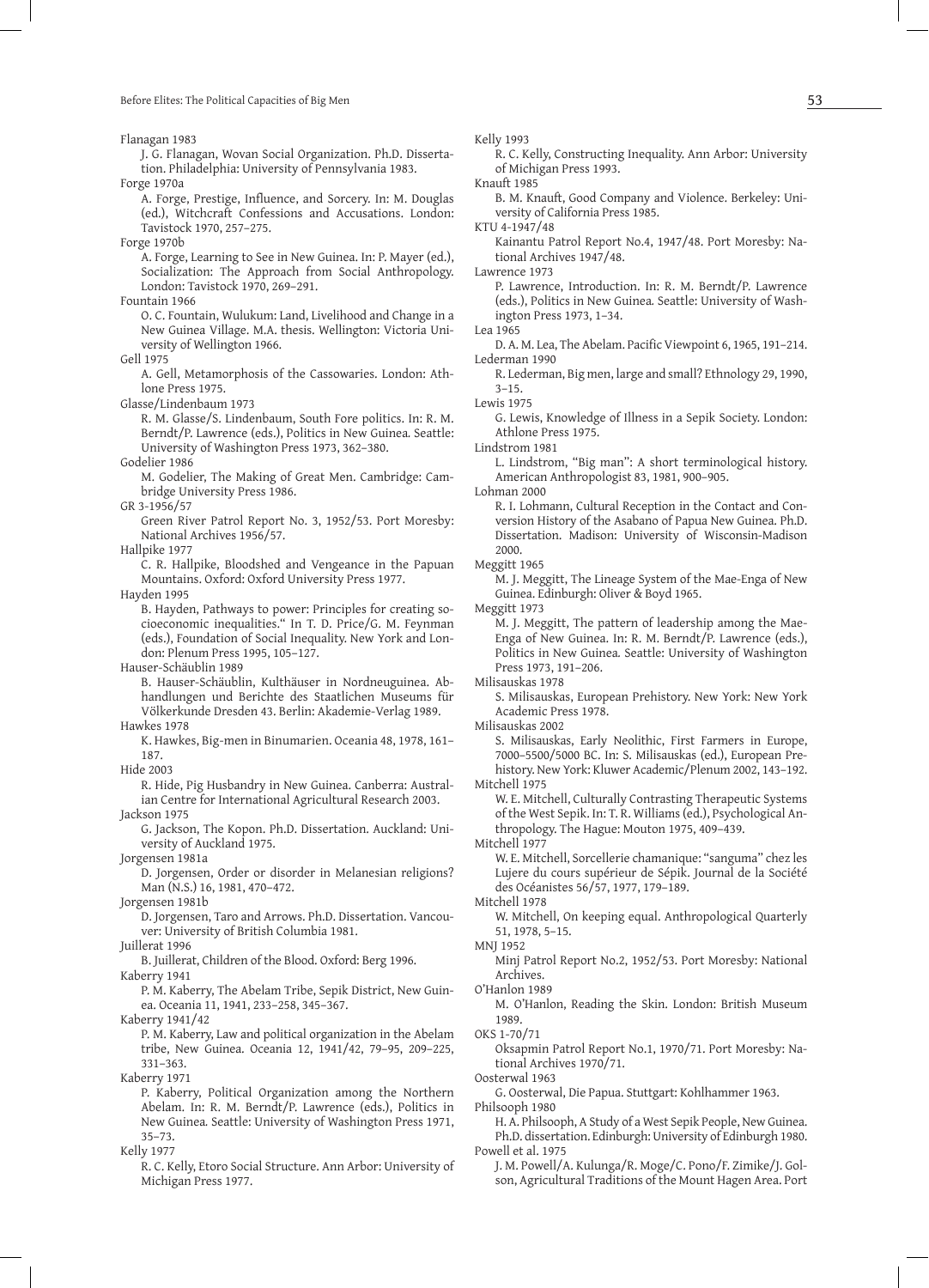Flanagan 1983
J. G. Flanagan, Wovan Social Organization. Ph.D. Dissertation. Philadelphia: University of Pennsylvania 1983.

Forge 1970a
A. Forge, Prestige, Influence, and Sorcery. In: M. Douglas (ed.), Witchcraft Confessions and Accusations. London: Tavistock 1970, 257–275.

Forge 1970b
A. Forge, Learning to See in New Guinea. In: P. Mayer (ed.), Socialization: The Approach from Social Anthropology. London: Tavistock 1970, 269–291.

Fountain 1966
O. C. Fountain, Wulukum: Land, Livelihood and Change in a New Guinea Village. M.A. thesis. Wellington: Victoria University of Wellington 1966.

Gell 1975
A. Gell, Metamorphosis of the Cassowaries. London: Athlone Press 1975.

Glasse/Lindenbaum 1973
R. M. Glasse/S. Lindenbaum, South Fore politics. In: R. M. Berndt/P. Lawrence (eds.), Politics in New Guinea. Seattle: University of Washington Press 1973, 362–380.

Godelier 1986
M. Godelier, The Making of Great Men. Cambridge: Cambridge University Press 1986.

GR 3-1956/57
Green River Patrol Report No. 3, 1952/53. Port Moresby: National Archives 1956/57.

Hallpike 1977
C. R. Hallpike, Bloodshed and Vengeance in the Papuan Mountains. Oxford: Oxford University Press 1977.

Hayden 1995
B. Hayden, Pathways to power: Principles for creating socioeconomic inequalities." In T. D. Price/G. M. Feynman (eds.), Foundation of Social Inequality. New York and London: Plenum Press 1995, 105–127.

Hauser-Schäublin 1989
B. Hauser-Schäublin, Kulthäuser in Nordneuguinea. Abhandlungen und Berichte des Staatlichen Museums für Völkerkunde Dresden 43. Berlin: Akademie-Verlag 1989.

Hawkes 1978
K. Hawkes, Big-men in Binumarien. Oceania 48, 1978, 161–187.

Hide 2003
R. Hide, Pig Husbandry in New Guinea. Canberra: Australian Centre for International Agricultural Research 2003.

Jackson 1975
G. Jackson, The Kopon. Ph.D. Dissertation. Auckland: University of Auckland 1975.

Jorgensen 1981a
D. Jorgensen, Order or disorder in Melanesian religions? Man (N.S.) 16, 1981, 470–472.

Jorgensen 1981b
D. Jorgensen, Taro and Arrows. Ph.D. Dissertation. Vancouver: University of British Columbia 1981.

Juillerat 1996
B. Juillerat, Children of the Blood. Oxford: Berg 1996.

Kaberry 1941
P. M. Kaberry, The Abelam Tribe, Sepik District, New Guinea. Oceania 11, 1941, 233–258, 345–367.

Kaberry 1941/42
P. M. Kaberry, Law and political organization in the Abelam tribe, New Guinea. Oceania 12, 1941/42, 79–95, 209–225, 331–363.

Kaberry 1971
P. Kaberry, Political Organization among the Northern Abelam. In: R. M. Berndt/P. Lawrence (eds.), Politics in New Guinea. Seattle: University of Washington Press 1971, 35–73.

Kelly 1977
R. C. Kelly, Etoro Social Structure. Ann Arbor: University of Michigan Press 1977.

Kelly 1993
R. C. Kelly, Constructing Inequality. Ann Arbor: University of Michigan Press 1993.

Knauft 1985
B. M. Knauft, Good Company and Violence. Berkeley: University of California Press 1985.

KTU 4-1947/48
Kainantu Patrol Report No.4, 1947/48. Port Moresby: National Archives 1947/48.

Lawrence 1973
P. Lawrence, Introduction. In: R. M. Berndt/P. Lawrence (eds.), Politics in New Guinea. Seattle: University of Washington Press 1973, 1–34.

Lea 1965
D. A. M. Lea, The Abelam. Pacific Viewpoint 6, 1965, 191–214.

Lederman 1990
R. Lederman, Big men, large and small? Ethnology 29, 1990, 3–15.

Lewis 1975
G. Lewis, Knowledge of Illness in a Sepik Society. London: Athlone Press 1975.

Lindstrom 1981
L. Lindstrom, "Big man": A short terminological history. American Anthropologist 83, 1981, 900–905.

Lohman 2000
R. I. Lohmann, Cultural Reception in the Contact and Conversion History of the Asabano of Papua New Guinea. Ph.D. Dissertation. Madison: University of Wisconsin-Madison 2000.

Meggitt 1965
M. J. Meggitt, The Lineage System of the Mae-Enga of New Guinea. Edinburgh: Oliver & Boyd 1965.

Meggitt 1973
M. J. Meggitt, The pattern of leadership among the Mae-Enga of New Guinea. In: R. M. Berndt/P. Lawrence (eds.), Politics in New Guinea. Seattle: University of Washington Press 1973, 191–206.

Milisauskas 1978
S. Milisauskas, European Prehistory. New York: New York Academic Press 1978.

Milisauskas 2002
S. Milisauskas, Early Neolithic, First Farmers in Europe, 7000–5500/5000 BC. In: S. Milisauskas (ed.), European Prehistory. New York: Kluwer Academic/Plenum 2002, 143–192.

Mitchell 1975
W. E. Mitchell, Culturally Contrasting Therapeutic Systems of the West Sepik. In: T. R. Williams (ed.), Psychological Anthropology. The Hague: Mouton 1975, 409–439.

Mitchell 1977
W. E. Mitchell, Sorcellerie chamanique: "sanguma" chez les Lujere du cours supérieur de Sépik. Journal de la Société des Océanistes 56/57, 1977, 179–189.

Mitchell 1978
W. Mitchell, On keeping equal. Anthropological Quarterly 51, 1978, 5–15.

MNJ 1952
Minj Patrol Report No.2, 1952/53. Port Moresby: National Archives.

O'Hanlon 1989
M. O'Hanlon, Reading the Skin. London: British Museum 1989.

OKS 1-70/71
Oksapmin Patrol Report No.1, 1970/71. Port Moresby: National Archives 1970/71.

Oosterwal 1963
G. Oosterwal, Die Papua. Stuttgart: Kohlhammer 1963.

Philsooph 1980
H. A. Philsooph, A Study of a West Sepik People, New Guinea. Ph.D. dissertation. Edinburgh: University of Edinburgh 1980.

Powell et al. 1975
J. M. Powell/A. Kulunga/R. Moge/C. Pono/F. Zimike/J. Golson, Agricultural Traditions of the Mount Hagen Area. Port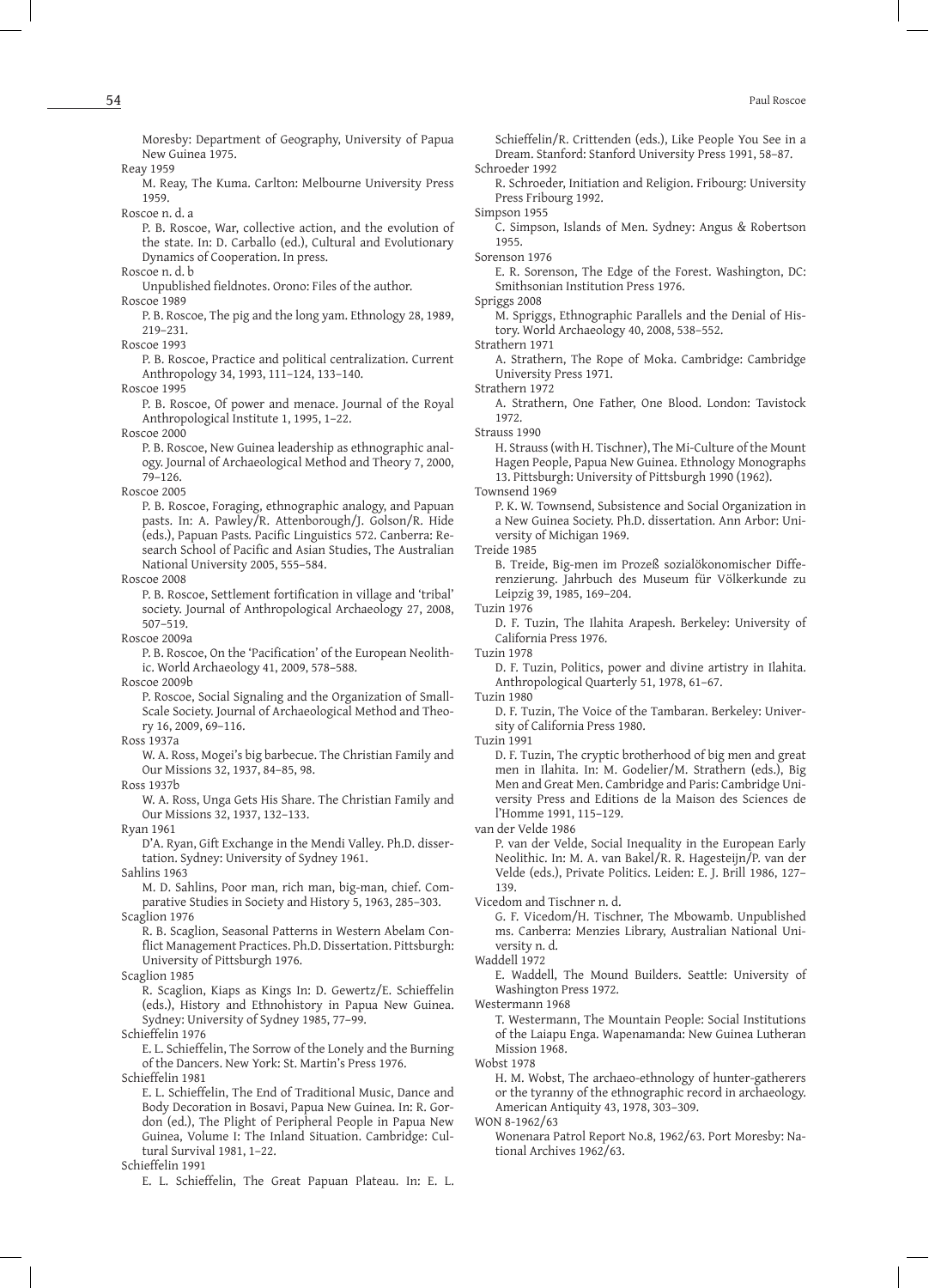Moresby: Department of Geography, University of Papua New Guinea 1975.

Reay 1959
M. Reay, The Kuma. Carlton: Melbourne University Press 1959.

Roscoe n. d. a
P. B. Roscoe, War, collective action, and the evolution of the state. In: D. Carballo (ed.), Cultural and Evolutionary Dynamics of Cooperation. In press.

Roscoe n. d. b
Unpublished fieldnotes. Orono: Files of the author.

Roscoe 1989
P. B. Roscoe, The pig and the long yam. Ethnology 28, 1989, 219–231.

Roscoe 1993
P. B. Roscoe, Practice and political centralization. Current Anthropology 34, 1993, 111–124, 133–140.

Roscoe 1995
P. B. Roscoe, Of power and menace. Journal of the Royal Anthropological Institute 1, 1995, 1–22.

Roscoe 2000
P. B. Roscoe, New Guinea leadership as ethnographic analogy. Journal of Archaeological Method and Theory 7, 2000, 79–126.

Roscoe 2005
P. B. Roscoe, Foraging, ethnographic analogy, and Papuan pasts. In: A. Pawley/R. Attenborough/J. Golson/R. Hide (eds.), Papuan Pasts. Pacific Linguistics 572. Canberra: Research School of Pacific and Asian Studies, The Australian National University 2005, 555–584.

Roscoe 2008
P. B. Roscoe, Settlement fortification in village and 'tribal' society. Journal of Anthropological Archaeology 27, 2008, 507–519.

Roscoe 2009a
P. B. Roscoe, On the 'Pacification' of the European Neolithic. World Archaeology 41, 2009, 578–588.

Roscoe 2009b
P. Roscoe, Social Signaling and the Organization of Small-Scale Society. Journal of Archaeological Method and Theory 16, 2009, 69–116.

Ross 1937a
W. A. Ross, Mogei's big barbecue. The Christian Family and Our Missions 32, 1937, 84–85, 98.

Ross 1937b
W. A. Ross, Unga Gets His Share. The Christian Family and Our Missions 32, 1937, 132–133.

Ryan 1961
D'A. Ryan, Gift Exchange in the Mendi Valley. Ph.D. dissertation. Sydney: University of Sydney 1961.

Sahlins 1963
M. D. Sahlins, Poor man, rich man, big-man, chief. Comparative Studies in Society and History 5, 1963, 285–303.

Scaglion 1976
R. B. Scaglion, Seasonal Patterns in Western Abelam Conflict Management Practices. Ph.D. Dissertation. Pittsburgh: University of Pittsburgh 1976.

Scaglion 1985
R. Scaglion, Kiaps as Kings In: D. Gewertz/E. Schieffelin (eds.), History and Ethnohistory in Papua New Guinea. Sydney: University of Sydney 1985, 77–99.

Schieffelin 1976
E. L. Schieffelin, The Sorrow of the Lonely and the Burning of the Dancers. New York: St. Martin's Press 1976.

Schieffelin 1981
E. L. Schieffelin, The End of Traditional Music, Dance and Body Decoration in Bosavi, Papua New Guinea. In: R. Gordon (ed.), The Plight of Peripheral People in Papua New Guinea, Volume I: The Inland Situation. Cambridge: Cultural Survival 1981, 1–22.

Schieffelin 1991
E. L. Schieffelin, The Great Papuan Plateau. In: E. L. Schieffelin/R. Crittenden (eds.), Like People You See in a Dream. Stanford: Stanford University Press 1991, 58–87.

Schroeder 1992
R. Schroeder, Initiation and Religion. Fribourg: University Press Fribourg 1992.

Simpson 1955
C. Simpson, Islands of Men. Sydney: Angus & Robertson 1955.

Sorenson 1976
E. R. Sorenson, The Edge of the Forest. Washington, DC: Smithsonian Institution Press 1976.

Spriggs 2008
M. Spriggs, Ethnographic Parallels and the Denial of History. World Archaeology 40, 2008, 538–552.

Strathern 1971
A. Strathern, The Rope of Moka. Cambridge: Cambridge University Press 1971.

Strathern 1972
A. Strathern, One Father, One Blood. London: Tavistock 1972.

Strauss 1990
H. Strauss (with H. Tischner), The Mi-Culture of the Mount Hagen People, Papua New Guinea. Ethnology Monographs 13. Pittsburgh: University of Pittsburgh 1990 (1962).

Townsend 1969
P. K. W. Townsend, Subsistence and Social Organization in a New Guinea Society. Ph.D. dissertation. Ann Arbor: University of Michigan 1969.

Treide 1985
B. Treide, Big-men im Prozeß sozialökonomischer Differenzierung. Jahrbuch des Museum für Völkerkunde zu Leipzig 39, 1985, 169–204.

Tuzin 1976
D. F. Tuzin, The Ilahita Arapesh. Berkeley: University of California Press 1976.

Tuzin 1978
D. F. Tuzin, Politics, power and divine artistry in Ilahita. Anthropological Quarterly 51, 1978, 61–67.

Tuzin 1980
D. F. Tuzin, The Voice of the Tambaran. Berkeley: University of California Press 1980.

Tuzin 1991
D. F. Tuzin, The cryptic brotherhood of big men and great men in Ilahita. In: M. Godelier/M. Strathern (eds.), Big Men and Great Men. Cambridge and Paris: Cambridge University Press and Editions de la Maison des Sciences de l'Homme 1991, 115–129.

van der Velde 1986
P. van der Velde, Social Inequality in the European Early Neolithic. In: M. A. van Bakel/R. R. Hagesteijn/P. van der Velde (eds.), Private Politics. Leiden: E. J. Brill 1986, 127–139.

Vicedom and Tischner n. d.
G. F. Vicedom/H. Tischner, The Mbowamb. Unpublished ms. Canberra: Menzies Library, Australian National University n. d.

Waddell 1972
E. Waddell, The Mound Builders. Seattle: University of Washington Press 1972.

Westermann 1968
T. Westermann, The Mountain People: Social Institutions of the Laiapu Enga. Wapenamanda: New Guinea Lutheran Mission 1968.

Wobst 1978
H. M. Wobst, The archaeo-ethnology of hunter-gatherers or the tyranny of the ethnographic record in archaeology. American Antiquity 43, 1978, 303–309.

WON 8-1962/63
Wonenara Patrol Report No.8, 1962/63. Port Moresby: National Archives 1962/63.